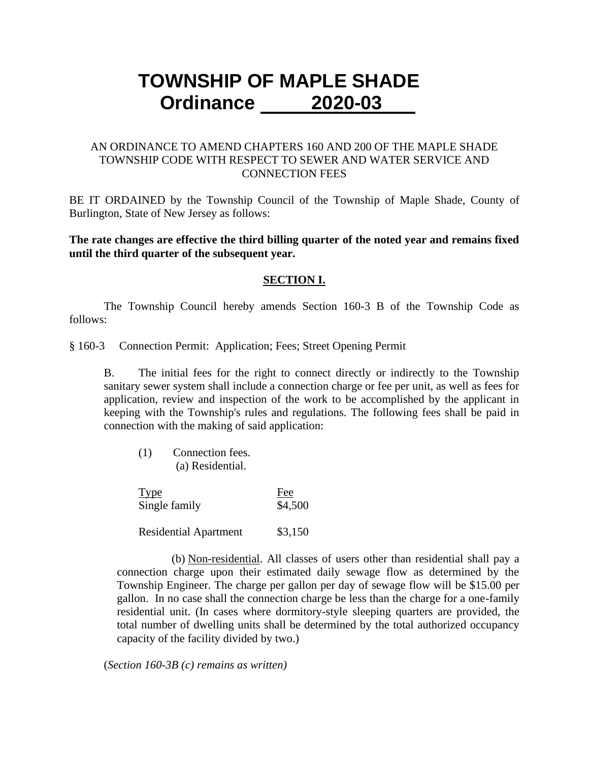# TOWNSHIP OF MAPLE SHADE
# Ordinance 2020-03

AN ORDINANCE TO AMEND CHAPTERS 160 AND 200 OF THE MAPLE SHADE TOWNSHIP CODE WITH RESPECT TO SEWER AND WATER SERVICE AND CONNECTION FEES

BE IT ORDAINED by the Township Council of the Township of Maple Shade, County of Burlington, State of New Jersey as follows:

**The rate changes are effective the third billing quarter of the noted year and remains fixed until the third quarter of the subsequent year.**

**SECTION I.**

The Township Council hereby amends Section 160-3 B of the Township Code as follows:

§ 160-3 Connection Permit: Application; Fees; Street Opening Permit

B. The initial fees for the right to connect directly or indirectly to the Township sanitary sewer system shall include a connection charge or fee per unit, as well as fees for application, review and inspection of the work to be accomplished by the applicant in keeping with the Township's rules and regulations. The following fees shall be paid in connection with the making of said application:

(1) Connection fees.
(a) Residential.

| Type | Fee |
|---|---|
| Single family | $4,500 |
| Residential Apartment | $3,150 |

(b) Non-residential. All classes of users other than residential shall pay a connection charge upon their estimated daily sewage flow as determined by the Township Engineer. The charge per gallon per day of sewage flow will be $15.00 per gallon. In no case shall the connection charge be less than the charge for a one-family residential unit. (In cases where dormitory-style sleeping quarters are provided, the total number of dwelling units shall be determined by the total authorized occupancy capacity of the facility divided by two.)

(*Section 160-3B (c) remains as written)*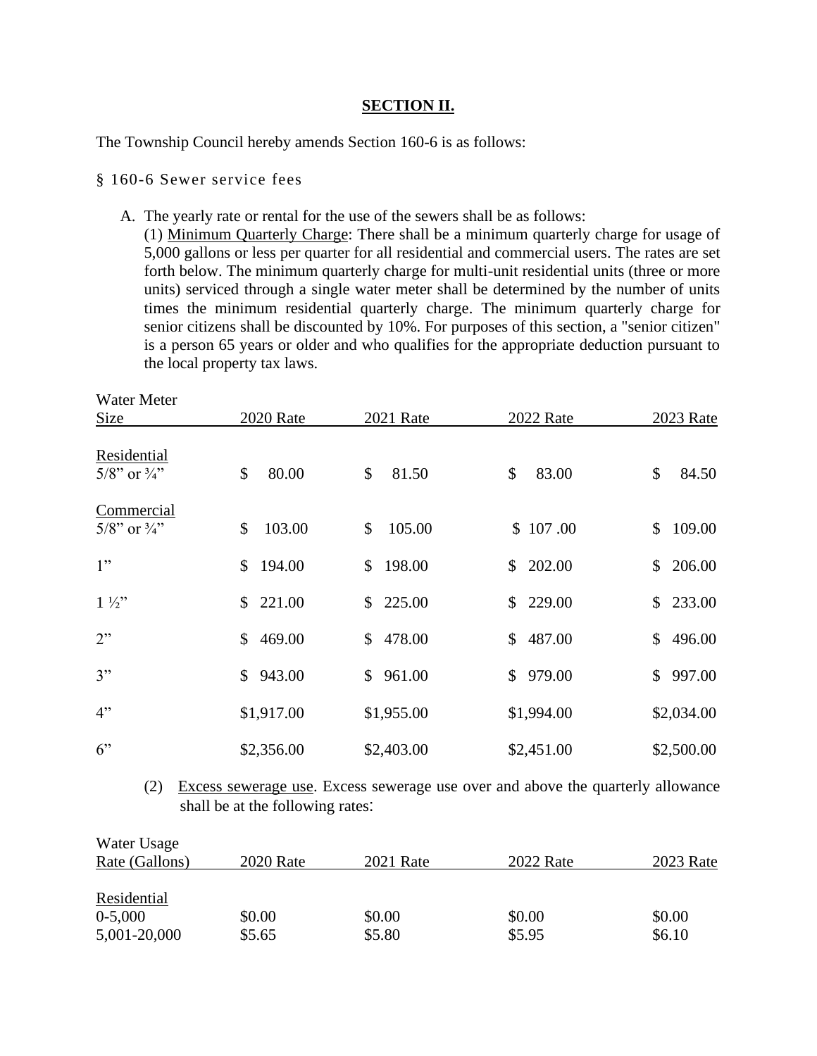**SECTION II.**

The Township Council hereby amends Section 160-6 is as follows:

§ 160-6 Sewer service fees

A. The yearly rate or rental for the use of the sewers shall be as follows:
(1) Minimum Quarterly Charge: There shall be a minimum quarterly charge for usage of 5,000 gallons or less per quarter for all residential and commercial users. The rates are set forth below. The minimum quarterly charge for multi-unit residential units (three or more units) serviced through a single water meter shall be determined by the number of units times the minimum residential quarterly charge. The minimum quarterly charge for senior citizens shall be discounted by 10%. For purposes of this section, a "senior citizen" is a person 65 years or older and who qualifies for the appropriate deduction pursuant to the local property tax laws.

| Water Meter Size | 2020 Rate | 2021 Rate | 2022 Rate | 2023 Rate |
|---|---|---|---|---|
| Residential | | | | |
| 5/8" or ¾" | $ 80.00 | $ 81.50 | $ 83.00 | $ 84.50 |
| Commercial | | | | |
| 5/8" or ¾" | $ 103.00 | $ 105.00 | $ 107 .00 | $ 109.00 |
| 1" | $ 194.00 | $ 198.00 | $ 202.00 | $ 206.00 |
| 1 ½" | $ 221.00 | $ 225.00 | $ 229.00 | $ 233.00 |
| 2" | $ 469.00 | $ 478.00 | $ 487.00 | $ 496.00 |
| 3" | $ 943.00 | $ 961.00 | $ 979.00 | $ 997.00 |
| 4" | $1,917.00 | $1,955.00 | $1,994.00 | $2,034.00 |
| 6" | $2,356.00 | $2,403.00 | $2,451.00 | $2,500.00 |

(2) Excess sewerage use. Excess sewerage use over and above the quarterly allowance shall be at the following rates:

| Water Usage Rate (Gallons) | 2020 Rate | 2021 Rate | 2022 Rate | 2023 Rate |
|---|---|---|---|---|
| Residential | | | | |
| 0-5,000 | $0.00 | $0.00 | $0.00 | $0.00 |
| 5,001-20,000 | $5.65 | $5.80 | $5.95 | $6.10 |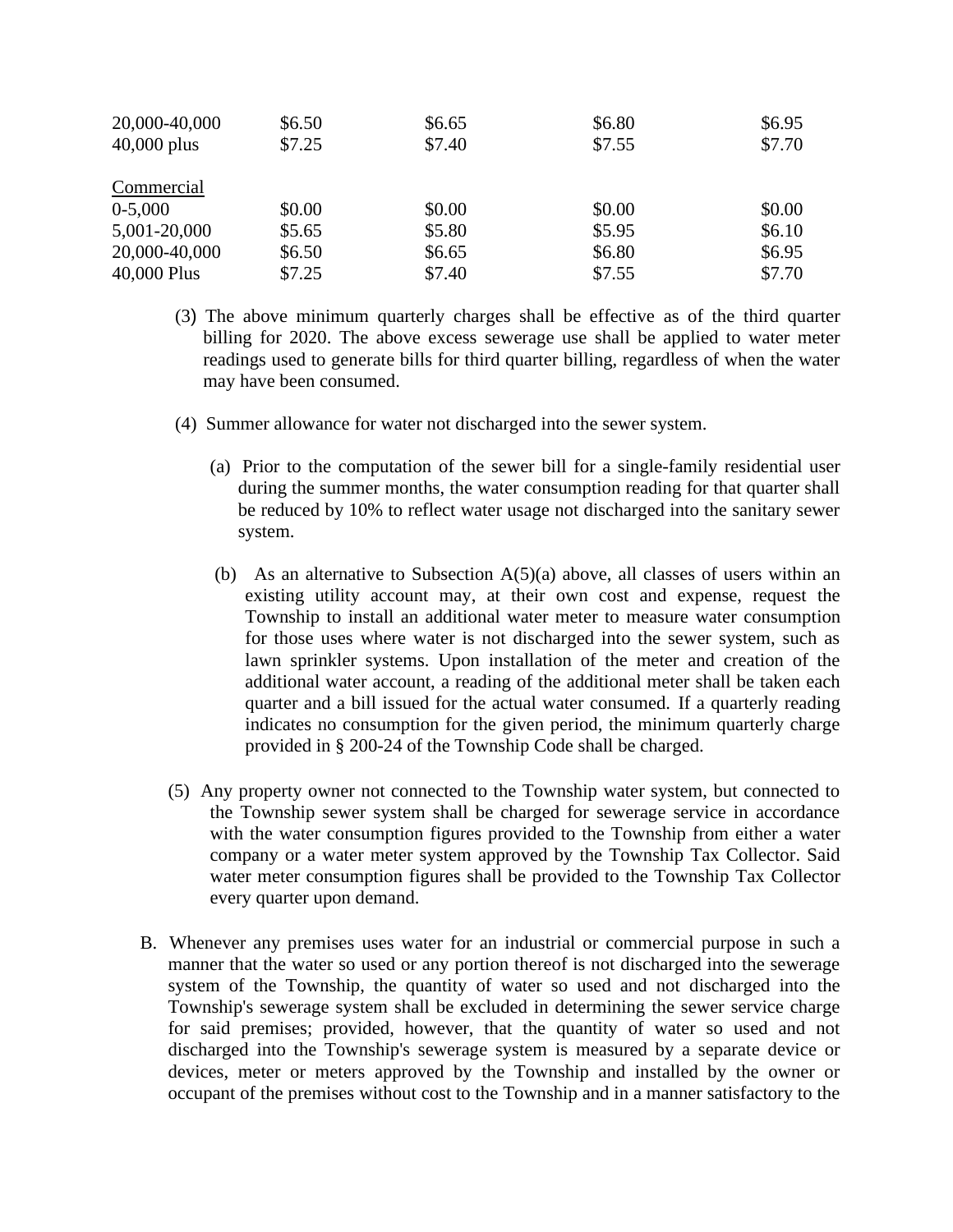| | | | | |
|---|---|---|---|---|
| 20,000-40,000 | $6.50 | $6.65 | $6.80 | $6.95 |
| 40,000 plus | $7.25 | $7.40 | $7.55 | $7.70 |
| | | | | |
| Commercial | | | | |
| 0-5,000 | $0.00 | $0.00 | $0.00 | $0.00 |
| 5,001-20,000 | $5.65 | $5.80 | $5.95 | $6.10 |
| 20,000-40,000 | $6.50 | $6.65 | $6.80 | $6.95 |
| 40,000 Plus | $7.25 | $7.40 | $7.55 | $7.70 |

(3) The above minimum quarterly charges shall be effective as of the third quarter billing for 2020. The above excess sewerage use shall be applied to water meter readings used to generate bills for third quarter billing, regardless of when the water may have been consumed.

(4) Summer allowance for water not discharged into the sewer system.

(a) Prior to the computation of the sewer bill for a single-family residential user during the summer months, the water consumption reading for that quarter shall be reduced by 10% to reflect water usage not discharged into the sanitary sewer system.

(b) As an alternative to Subsection A(5)(a) above, all classes of users within an existing utility account may, at their own cost and expense, request the Township to install an additional water meter to measure water consumption for those uses where water is not discharged into the sewer system, such as lawn sprinkler systems. Upon installation of the meter and creation of the additional water account, a reading of the additional meter shall be taken each quarter and a bill issued for the actual water consumed. If a quarterly reading indicates no consumption for the given period, the minimum quarterly charge provided in § 200-24 of the Township Code shall be charged.

(5) Any property owner not connected to the Township water system, but connected to the Township sewer system shall be charged for sewerage service in accordance with the water consumption figures provided to the Township from either a water company or a water meter system approved by the Township Tax Collector. Said water meter consumption figures shall be provided to the Township Tax Collector every quarter upon demand.

B. Whenever any premises uses water for an industrial or commercial purpose in such a manner that the water so used or any portion thereof is not discharged into the sewerage system of the Township, the quantity of water so used and not discharged into the Township's sewerage system shall be excluded in determining the sewer service charge for said premises; provided, however, that the quantity of water so used and not discharged into the Township's sewerage system is measured by a separate device or devices, meter or meters approved by the Township and installed by the owner or occupant of the premises without cost to the Township and in a manner satisfactory to the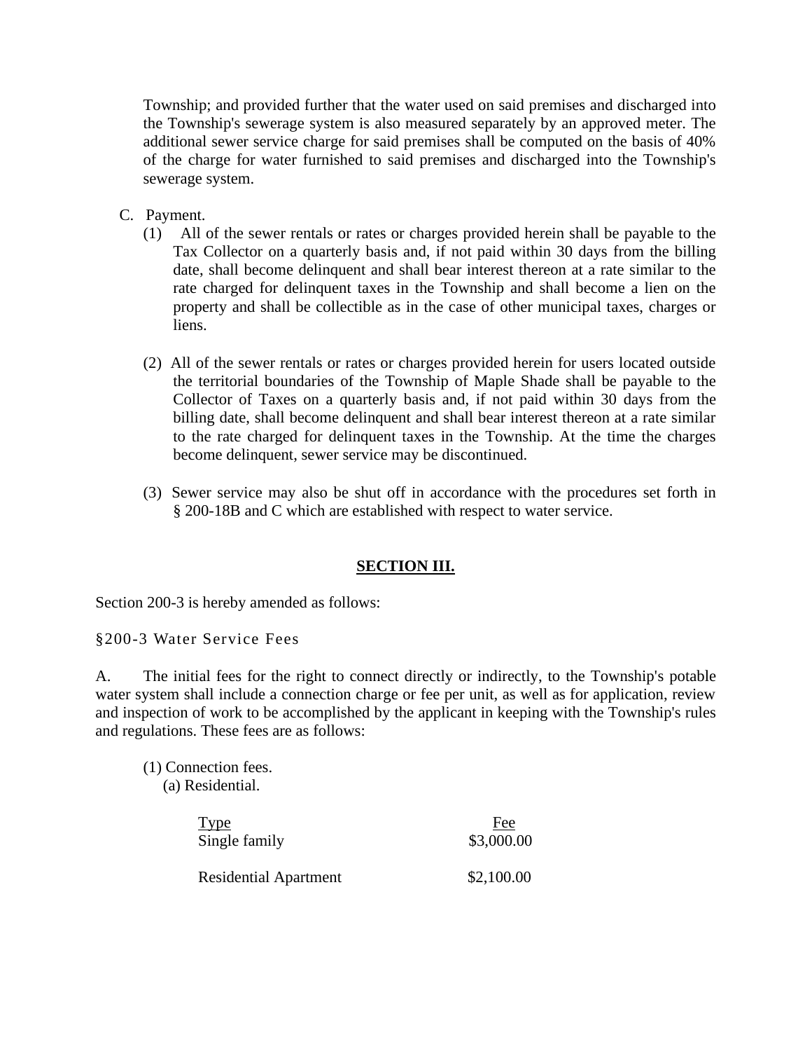Township; and provided further that the water used on said premises and discharged into the Township's sewerage system is also measured separately by an approved meter. The additional sewer service charge for said premises shall be computed on the basis of 40% of the charge for water furnished to said premises and discharged into the Township's sewerage system.

C. Payment.

(1) All of the sewer rentals or rates or charges provided herein shall be payable to the Tax Collector on a quarterly basis and, if not paid within 30 days from the billing date, shall become delinquent and shall bear interest thereon at a rate similar to the rate charged for delinquent taxes in the Township and shall become a lien on the property and shall be collectible as in the case of other municipal taxes, charges or liens.

(2) All of the sewer rentals or rates or charges provided herein for users located outside the territorial boundaries of the Township of Maple Shade shall be payable to the Collector of Taxes on a quarterly basis and, if not paid within 30 days from the billing date, shall become delinquent and shall bear interest thereon at a rate similar to the rate charged for delinquent taxes in the Township. At the time the charges become delinquent, sewer service may be discontinued.

(3) Sewer service may also be shut off in accordance with the procedures set forth in § 200-18B and C which are established with respect to water service.

## SECTION III.

Section 200-3 is hereby amended as follows:

§200-3 Water Service Fees

A. The initial fees for the right to connect directly or indirectly, to the Township's potable water system shall include a connection charge or fee per unit, as well as for application, review and inspection of work to be accomplished by the applicant in keeping with the Township's rules and regulations. These fees are as follows:

(1) Connection fees.

(a) Residential.

| Type | Fee |
|---|---|
| Single family | $3,000.00 |
| Residential Apartment | $2,100.00 |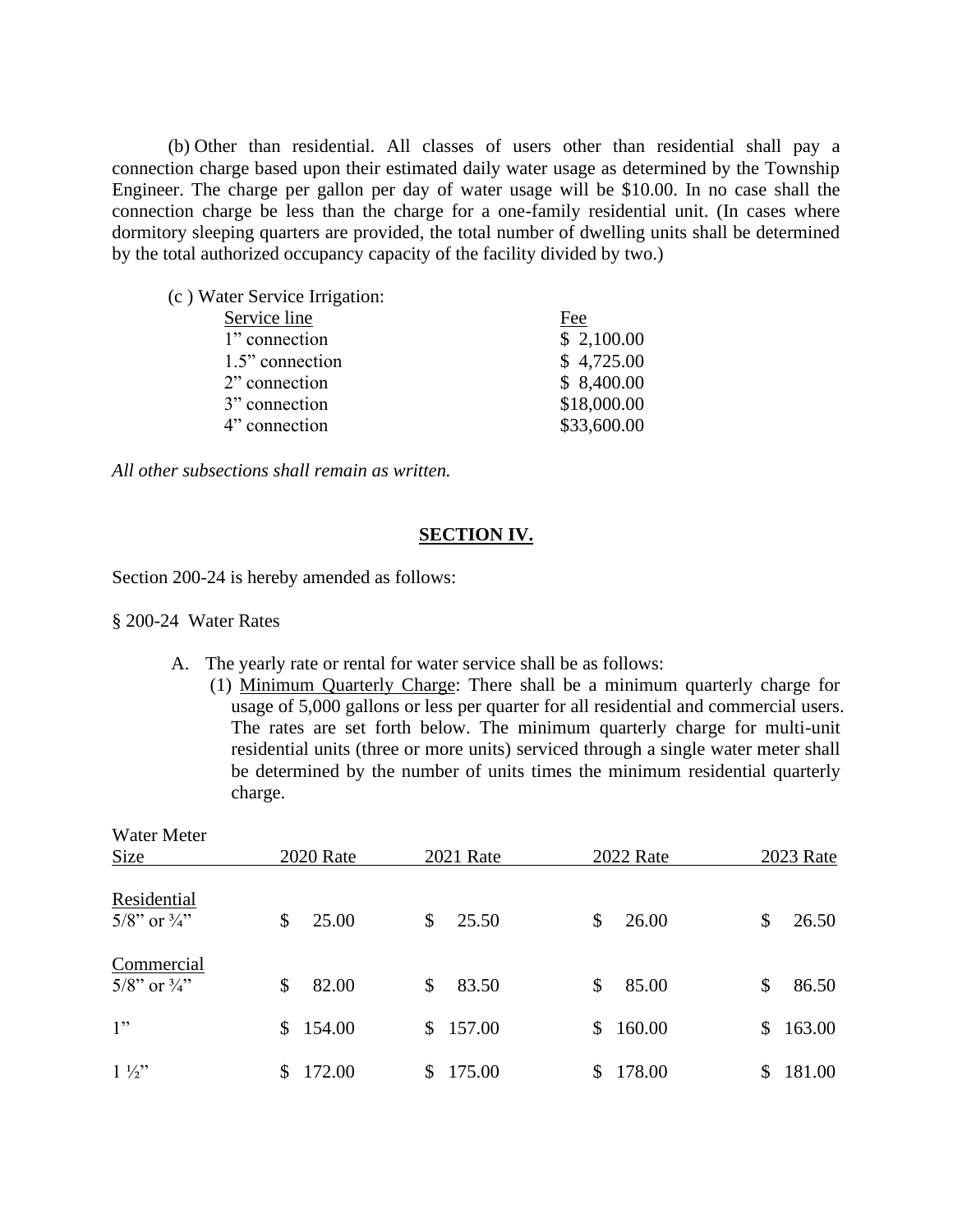(b) Other than residential. All classes of users other than residential shall pay a connection charge based upon their estimated daily water usage as determined by the Township Engineer. The charge per gallon per day of water usage will be $10.00. In no case shall the connection charge be less than the charge for a one-family residential unit. (In cases where dormitory sleeping quarters are provided, the total number of dwelling units shall be determined by the total authorized occupancy capacity of the facility divided by two.)

(c ) Water Service Irrigation:

| Service line | Fee |
|---|---|
| 1" connection | $ 2,100.00 |
| 1.5" connection | $ 4,725.00 |
| 2" connection | $ 8,400.00 |
| 3" connection | $18,000.00 |
| 4" connection | $33,600.00 |

*All other subsections shall remain as written.*

## SECTION IV.

Section 200-24 is hereby amended as follows:

§ 200-24 Water Rates

A. The yearly rate or rental for water service shall be as follows:

(1) Minimum Quarterly Charge: There shall be a minimum quarterly charge for usage of 5,000 gallons or less per quarter for all residential and commercial users. The rates are set forth below. The minimum quarterly charge for multi-unit residential units (three or more units) serviced through a single water meter shall be determined by the number of units times the minimum residential quarterly charge.

| Water Meter Size | 2020 Rate | 2021 Rate | 2022 Rate | 2023 Rate |
|---|---|---|---|---|
| Residential | | | | |
| 5/8" or ¾" | $ 25.00 | $ 25.50 | $ 26.00 | $ 26.50 |
| Commercial | | | | |
| 5/8" or ¾" | $ 82.00 | $ 83.50 | $ 85.00 | $ 86.50 |
| 1" | $ 154.00 | $ 157.00 | $ 160.00 | $ 163.00 |
| 1 ½" | $ 172.00 | $ 175.00 | $ 178.00 | $ 181.00 |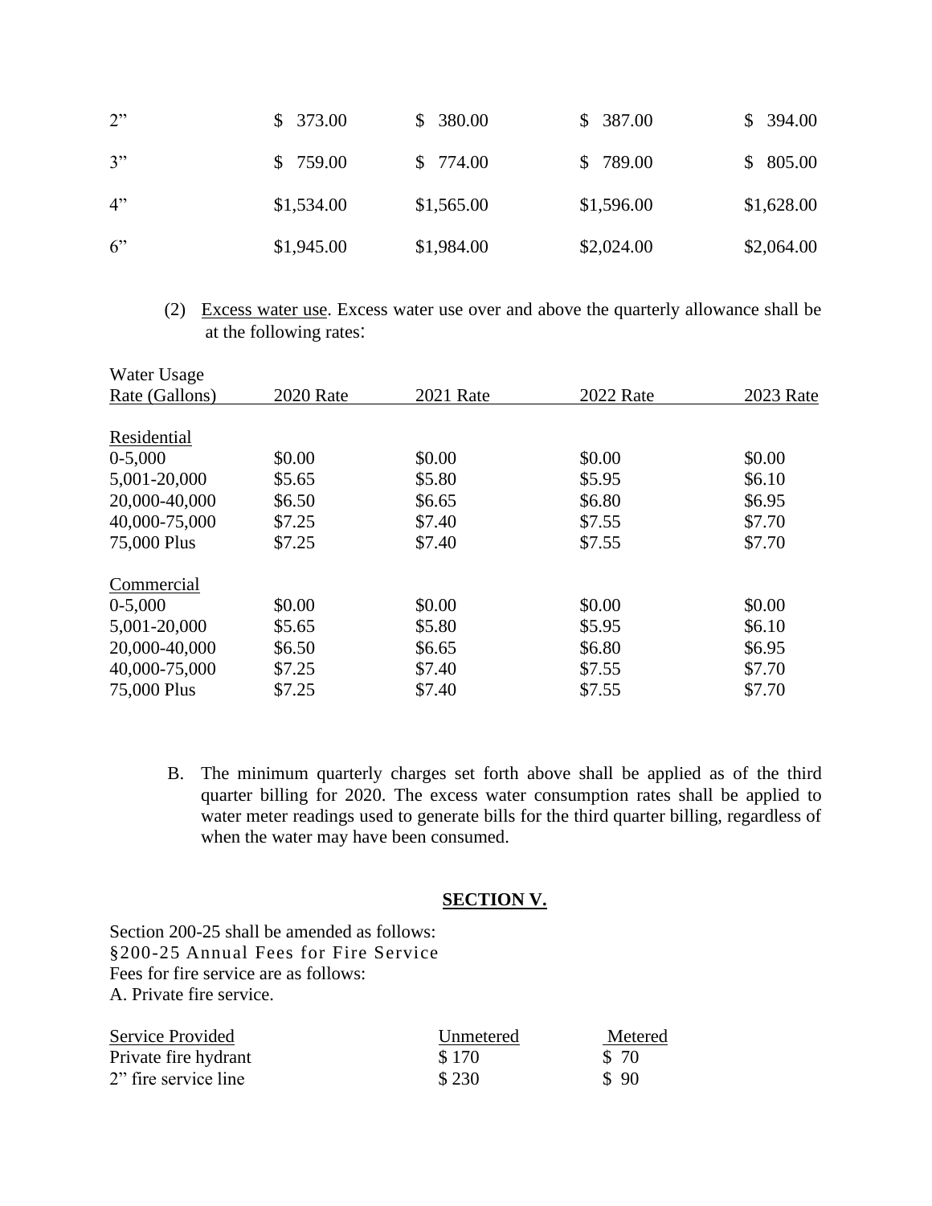| | | | | |
|---|---|---|---|---|
| 2” | $ 373.00 | $ 380.00 | $ 387.00 | $ 394.00 |
| 3” | $ 759.00 | $ 774.00 | $ 789.00 | $ 805.00 |
| 4” | $1,534.00 | $1,565.00 | $1,596.00 | $1,628.00 |
| 6” | $1,945.00 | $1,984.00 | $2,024.00 | $2,064.00 |

(2) Excess water use. Excess water use over and above the quarterly allowance shall be at the following rates:

| Water Usage Rate (Gallons) | 2020 Rate | 2021 Rate | 2022 Rate | 2023 Rate |
|---|---|---|---|---|
| Residential | | | | |
| 0-5,000 | $0.00 | $0.00 | $0.00 | $0.00 |
| 5,001-20,000 | $5.65 | $5.80 | $5.95 | $6.10 |
| 20,000-40,000 | $6.50 | $6.65 | $6.80 | $6.95 |
| 40,000-75,000 | $7.25 | $7.40 | $7.55 | $7.70 |
| 75,000 Plus | $7.25 | $7.40 | $7.55 | $7.70 |
| Commercial | | | | |
| 0-5,000 | $0.00 | $0.00 | $0.00 | $0.00 |
| 5,001-20,000 | $5.65 | $5.80 | $5.95 | $6.10 |
| 20,000-40,000 | $6.50 | $6.65 | $6.80 | $6.95 |
| 40,000-75,000 | $7.25 | $7.40 | $7.55 | $7.70 |
| 75,000 Plus | $7.25 | $7.40 | $7.55 | $7.70 |

B. The minimum quarterly charges set forth above shall be applied as of the third quarter billing for 2020. The excess water consumption rates shall be applied to water meter readings used to generate bills for the third quarter billing, regardless of when the water may have been consumed.

## SECTION V.

Section 200-25 shall be amended as follows:
§200-25 Annual Fees for Fire Service
Fees for fire service are as follows:
A. Private fire service.

| Service Provided | Unmetered | Metered |
|---|---|---|
| Private fire hydrant | $ 170 | $ 70 |
| 2” fire service line | $ 230 | $ 90 |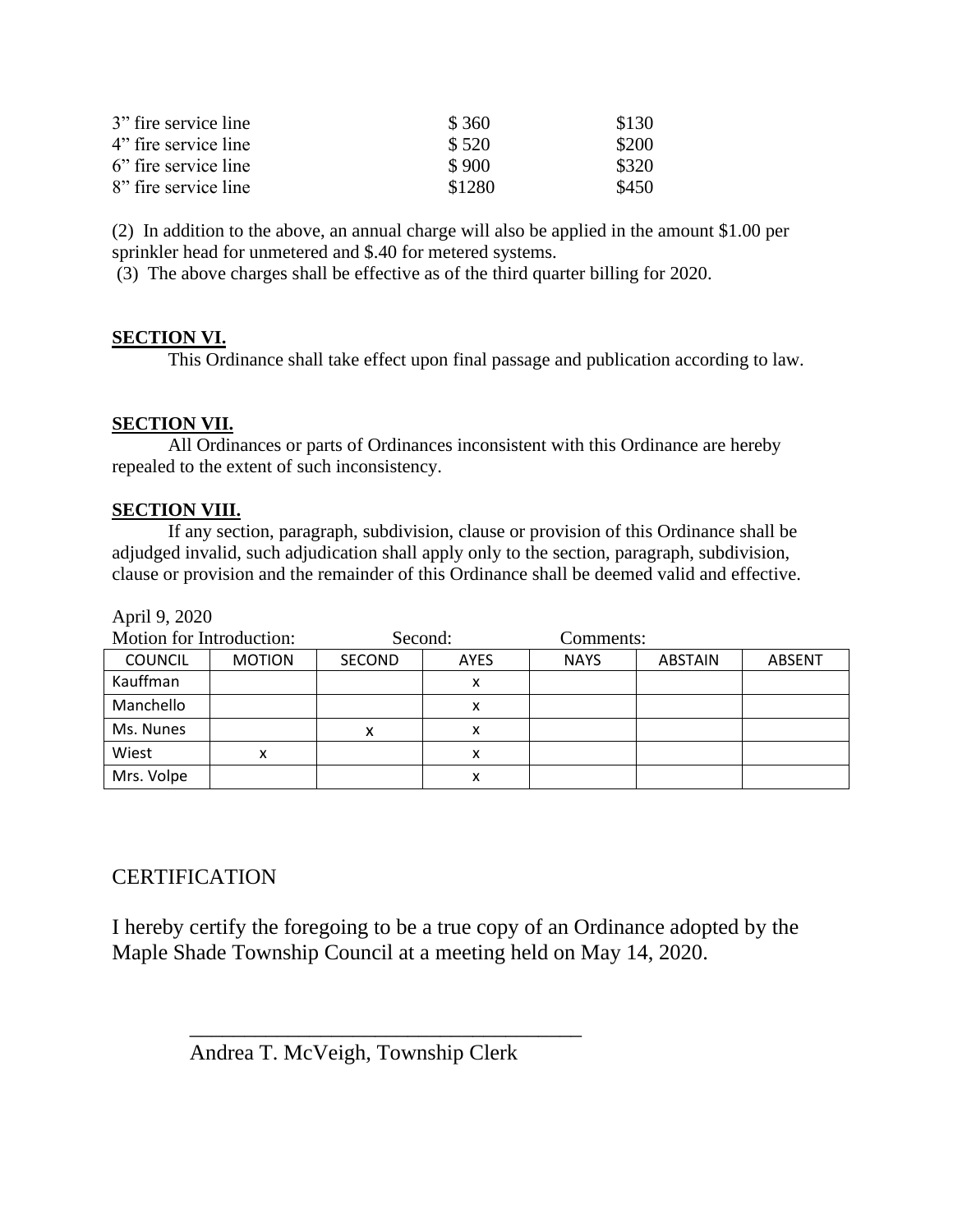| | | |
|---|---|---|
| 3” fire service line | $ 360 | $130 |
| 4” fire service line | $ 520 | $200 |
| 6” fire service line | $ 900 | $320 |
| 8” fire service line | $1280 | $450 |

(2) In addition to the above, an annual charge will also be applied in the amount $1.00 per sprinkler head for unmetered and $.40 for metered systems.

(3) The above charges shall be effective as of the third quarter billing for 2020.

**SECTION VI.**

This Ordinance shall take effect upon final passage and publication according to law.

**SECTION VII.**

All Ordinances or parts of Ordinances inconsistent with this Ordinance are hereby repealed to the extent of such inconsistency.

**SECTION VIII.**

If any section, paragraph, subdivision, clause or provision of this Ordinance shall be adjudged invalid, such adjudication shall apply only to the section, paragraph, subdivision, clause or provision and the remainder of this Ordinance shall be deemed valid and effective.

April 9, 2020

Motion for Introduction: Second: Comments:

| COUNCIL | MOTION | SECOND | AYES | NAYS | ABSTAIN | ABSENT |
|---|---|---|---|---|---|---|
| Kauffman | | | x | | | |
| Manchello | | | x | | | |
| Ms. Nunes | | x | x | | | |
| Wiest | x | | x | | | |
| Mrs. Volpe | | | x | | | |

## CERTIFICATION

I hereby certify the foregoing to be a true copy of an Ordinance adopted by the Maple Shade Township Council at a meeting held on May 14, 2020.

_____________________________________

Andrea T. McVeigh, Township Clerk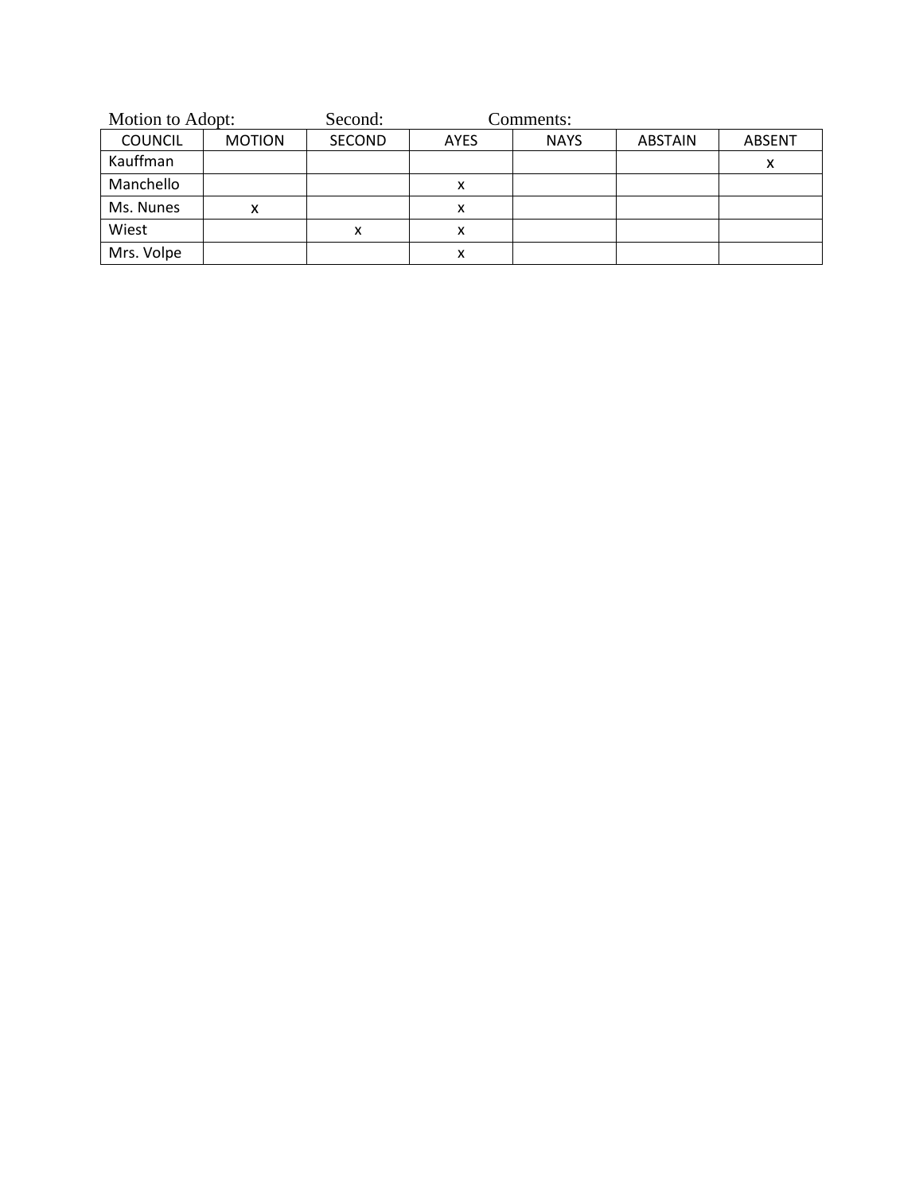Motion to Adopt: Second: Comments:

| COUNCIL | MOTION | SECOND | AYES | NAYS | ABSTAIN | ABSENT |
|---|---|---|---|---|---|---|
| Kauffman | | | | | | x |
| Manchello | | | x | | | |
| Ms. Nunes | x | | x | | | |
| Wiest | | x | x | | | |
| Mrs. Volpe | | | x | | | |